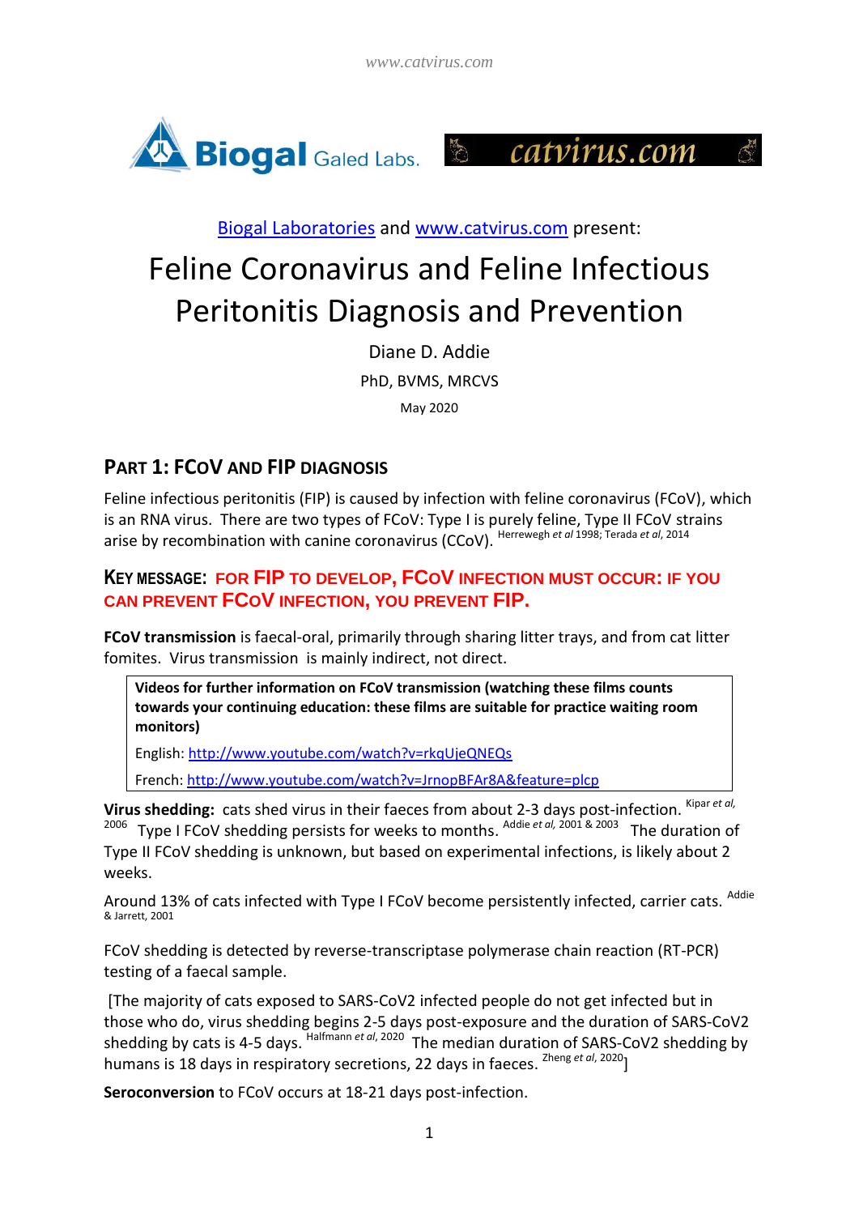Biogal Galed Labs. catvirus.com

[Biogal Laboratories](#) and [www.catvirus.com](http://www.catvirus.com) present:

# Feline Coronavirus and Feline Infectious Peritonitis Diagnosis and Prevention

Diane D. Addie

PhD, BVMS, MRCVS

May 2020

## PART 1: FCOV AND FIP DIAGNOSIS

Feline infectious peritonitis (FIP) is caused by infection with feline coronavirus (FCoV), which is an RNA virus. There are two types of FCoV: Type I is purely feline, Type II FCoV strains arise by recombination with canine coronavirus (CCoV). [Herrewegh *et al* 1998; Terada *et al*, 2014]

### KEY MESSAGE: FOR FIP TO DEVELOP, FCOV INFECTION MUST OCCUR: IF YOU CAN PREVENT FCOV INFECTION, YOU PREVENT FIP.

**FCoV transmission** is faecal-oral, primarily through sharing litter trays, and from cat litter fomites. Virus transmission is mainly indirect, not direct.

> **Videos for further information on FCoV transmission (watching these films counts towards your continuing education: these films are suitable for practice waiting room monitors)**
>
> English: [http://www.youtube.com/watch?v=rkqUjeQNEQs](http://www.youtube.com/watch?v=rkqUjeQNEQs)
>
> French: [http://www.youtube.com/watch?v=JrnopBFAr8A&feature=plcp](http://www.youtube.com/watch?v=JrnopBFAr8A&feature=plcp)

**Virus shedding:** cats shed virus in their faeces from about 2-3 days post-infection. [Kipar *et al*, 2006] Type I FCoV shedding persists for weeks to months. [Addie *et al*, 2001 & 2003] The duration of Type II FCoV shedding is unknown, but based on experimental infections, is likely about 2 weeks.

Around 13% of cats infected with Type I FCoV become persistently infected, carrier cats. [Addie & Jarrett, 2001]

FCoV shedding is detected by reverse-transcriptase polymerase chain reaction (RT-PCR) testing of a faecal sample.

[The majority of cats exposed to SARS-CoV2 infected people do not get infected but in those who do, virus shedding begins 2-5 days post-exposure and the duration of SARS-CoV2 shedding by cats is 4-5 days. [Halfmann *et al*, 2020] The median duration of SARS-CoV2 shedding by humans is 18 days in respiratory secretions, 22 days in faeces. [Zheng *et al*, 2020]]

**Seroconversion** to FCoV occurs at 18-21 days post-infection.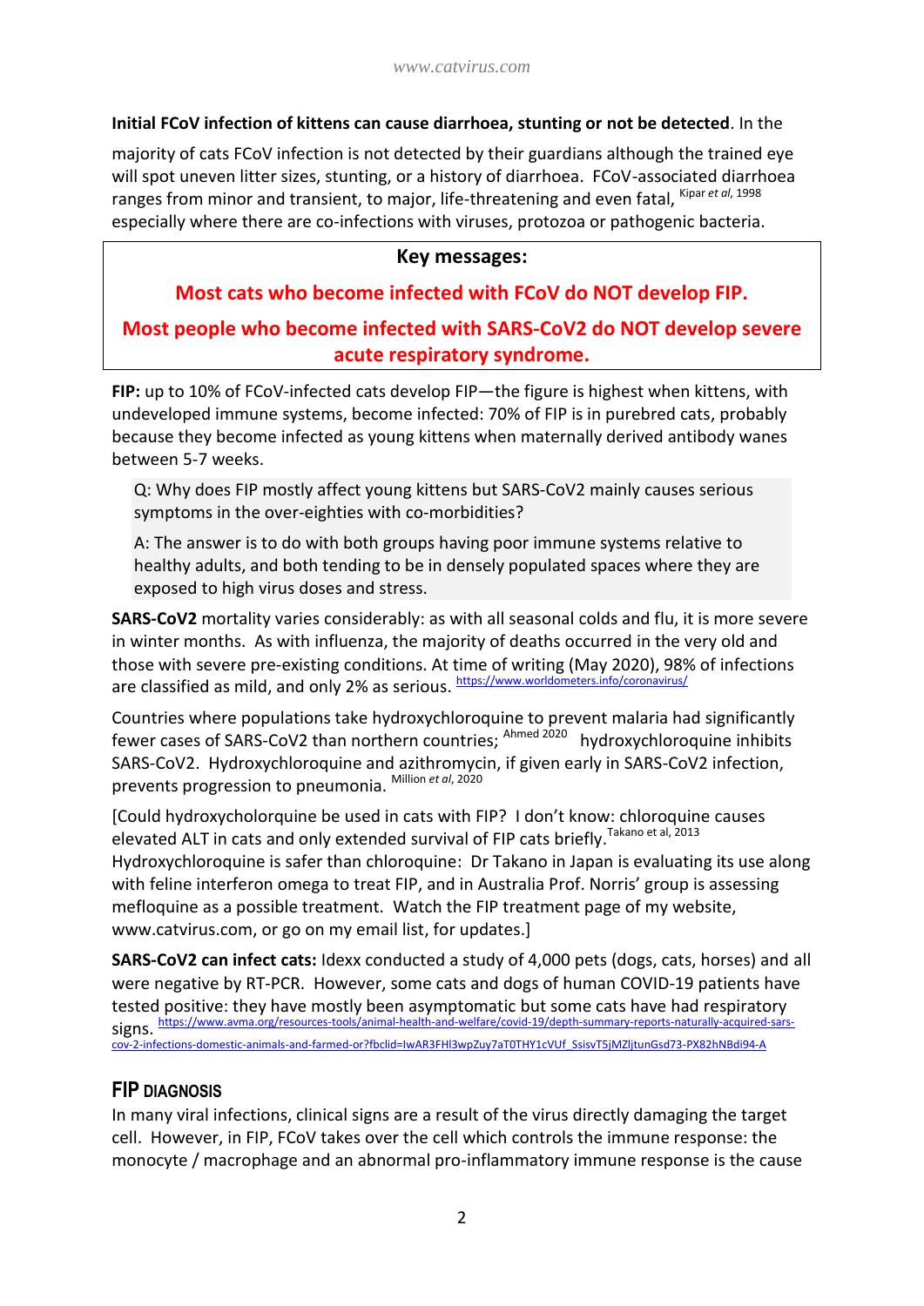**Initial FCoV infection of kittens can cause diarrhoea, stunting or not be detected**. In the majority of cats FCoV infection is not detected by their guardians although the trained eye will spot uneven litter sizes, stunting, or a history of diarrhoea. FCoV-associated diarrhoea ranges from minor and transient, to major, life-threatening and even fatal, [Kipar *et al*, 1998] especially where there are co-infections with viruses, protozoa or pathogenic bacteria.

> **Key messages:**
>
> **Most cats who become infected with FCoV do NOT develop FIP.**
>
> **Most people who become infected with SARS-CoV2 do NOT develop severe acute respiratory syndrome.**

**FIP:** up to 10% of FCoV-infected cats develop FIP—the figure is highest when kittens, with undeveloped immune systems, become infected: 70% of FIP is in purebred cats, probably because they become infected as young kittens when maternally derived antibody wanes between 5-7 weeks.

> Q: Why does FIP mostly affect young kittens but SARS-CoV2 mainly causes serious symptoms in the over-eighties with co-morbidities?
>
> A: The answer is to do with both groups having poor immune systems relative to healthy adults, and both tending to be in densely populated spaces where they are exposed to high virus doses and stress.

**SARS-CoV2** mortality varies considerably: as with all seasonal colds and flu, it is more severe in winter months. As with influenza, the majority of deaths occurred in the very old and those with severe pre-existing conditions. At time of writing (May 2020), 98% of infections are classified as mild, and only 2% as serious. [https://www.worldometers.info/coronavirus/]

Countries where populations take hydroxychloroquine to prevent malaria had significantly fewer cases of SARS-CoV2 than northern countries; [Ahmed 2020] hydroxychloroquine inhibits SARS-CoV2. Hydroxychloroquine and azithromycin, if given early in SARS-CoV2 infection, prevents progression to pneumonia. [Million *et al*, 2020]

[Could hydroxycholorquine be used in cats with FIP? I don't know: chloroquine causes elevated ALT in cats and only extended survival of FIP cats briefly. [Takano et al, 2013] Hydroxychloroquine is safer than chloroquine: Dr Takano in Japan is evaluating its use along with feline interferon omega to treat FIP, and in Australia Prof. Norris' group is assessing mefloquine as a possible treatment. Watch the FIP treatment page of my website, www.catvirus.com, or go on my email list, for updates.]

**SARS-CoV2 can infect cats:** Idexx conducted a study of 4,000 pets (dogs, cats, horses) and all were negative by RT-PCR. However, some cats and dogs of human COVID-19 patients have tested positive: they have mostly been asymptomatic but some cats have had respiratory signs. [https://www.avma.org/resources-tools/animal-health-and-welfare/covid-19/depth-summary-reports-naturally-acquired-sars-cov-2-infections-domestic-animals-and-farmed-or?fbclid=IwAR3FHl3wpZuy7aT0THY1cVUf_SsisvT5jMZljtunGsd73-PX82hNBdi94-A]

## FIP DIAGNOSIS

In many viral infections, clinical signs are a result of the virus directly damaging the target cell. However, in FIP, FCoV takes over the cell which controls the immune response: the monocyte / macrophage and an abnormal pro-inflammatory immune response is the cause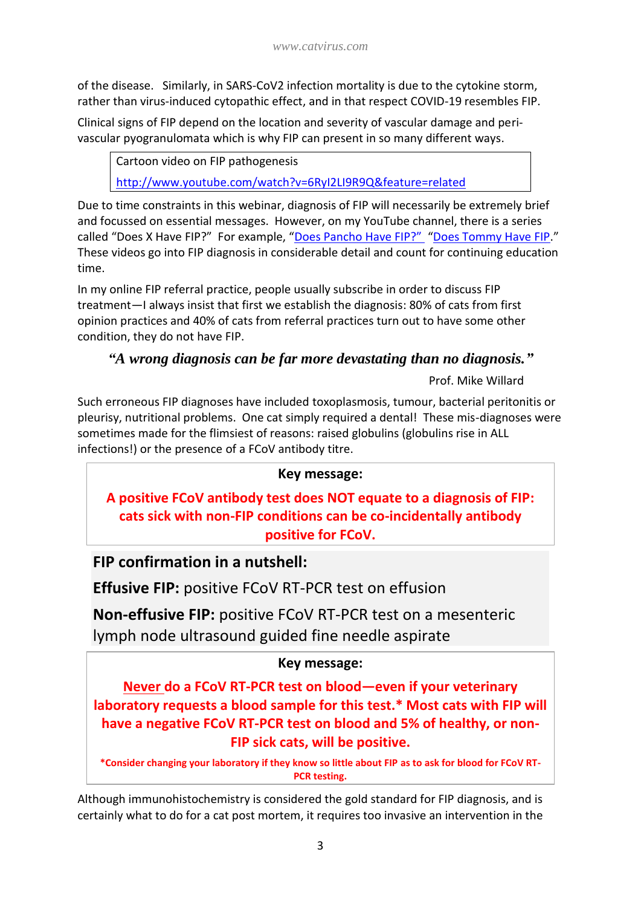of the disease. Similarly, in SARS-CoV2 infection mortality is due to the cytokine storm, rather than virus-induced cytopathic effect, and in that respect COVID-19 resembles FIP.

Clinical signs of FIP depend on the location and severity of vascular damage and peri-vascular pyogranulomata which is why FIP can present in so many different ways.

> Cartoon video on FIP pathogenesis
>
> [http://www.youtube.com/watch?v=6RyI2LI9R9Q&feature=related](http://www.youtube.com/watch?v=6RyI2LI9R9Q&feature=related)

Due to time constraints in this webinar, diagnosis of FIP will necessarily be extremely brief and focussed on essential messages. However, on my YouTube channel, there is a series called "Does X Have FIP?" For example, "Does Pancho Have FIP?" "Does Tommy Have FIP." These videos go into FIP diagnosis in considerable detail and count for continuing education time.

In my online FIP referral practice, people usually subscribe in order to discuss FIP treatment—I always insist that first we establish the diagnosis: 80% of cats from first opinion practices and 40% of cats from referral practices turn out to have some other condition, they do not have FIP.

***"A wrong diagnosis can be far more devastating than no diagnosis."***

Prof. Mike Willard

Such erroneous FIP diagnoses have included toxoplasmosis, tumour, bacterial peritonitis or pleurisy, nutritional problems. One cat simply required a dental! These mis-diagnoses were sometimes made for the flimsiest of reasons: raised globulins (globulins rise in ALL infections!) or the presence of a FCoV antibody titre.

> **Key message:**
>
> **A positive FCoV antibody test does NOT equate to a diagnosis of FIP: cats sick with non-FIP conditions can be co-incidentally antibody positive for FCoV.**

**FIP confirmation in a nutshell:**

**Effusive FIP:** positive FCoV RT-PCR test on effusion

**Non-effusive FIP:** positive FCoV RT-PCR test on a mesenteric lymph node ultrasound guided fine needle aspirate

> **Key message:**
>
> **Never do a FCoV RT-PCR test on blood—even if your veterinary laboratory requests a blood sample for this test.* Most cats with FIP will have a negative FCoV RT-PCR test on blood and 5% of healthy, or non-FIP sick cats, will be positive.**
>
> ***Consider changing your laboratory if they know so little about FIP as to ask for blood for FCoV RT-PCR testing.**

Although immunohistochemistry is considered the gold standard for FIP diagnosis, and is certainly what to do for a cat post mortem, it requires too invasive an intervention in the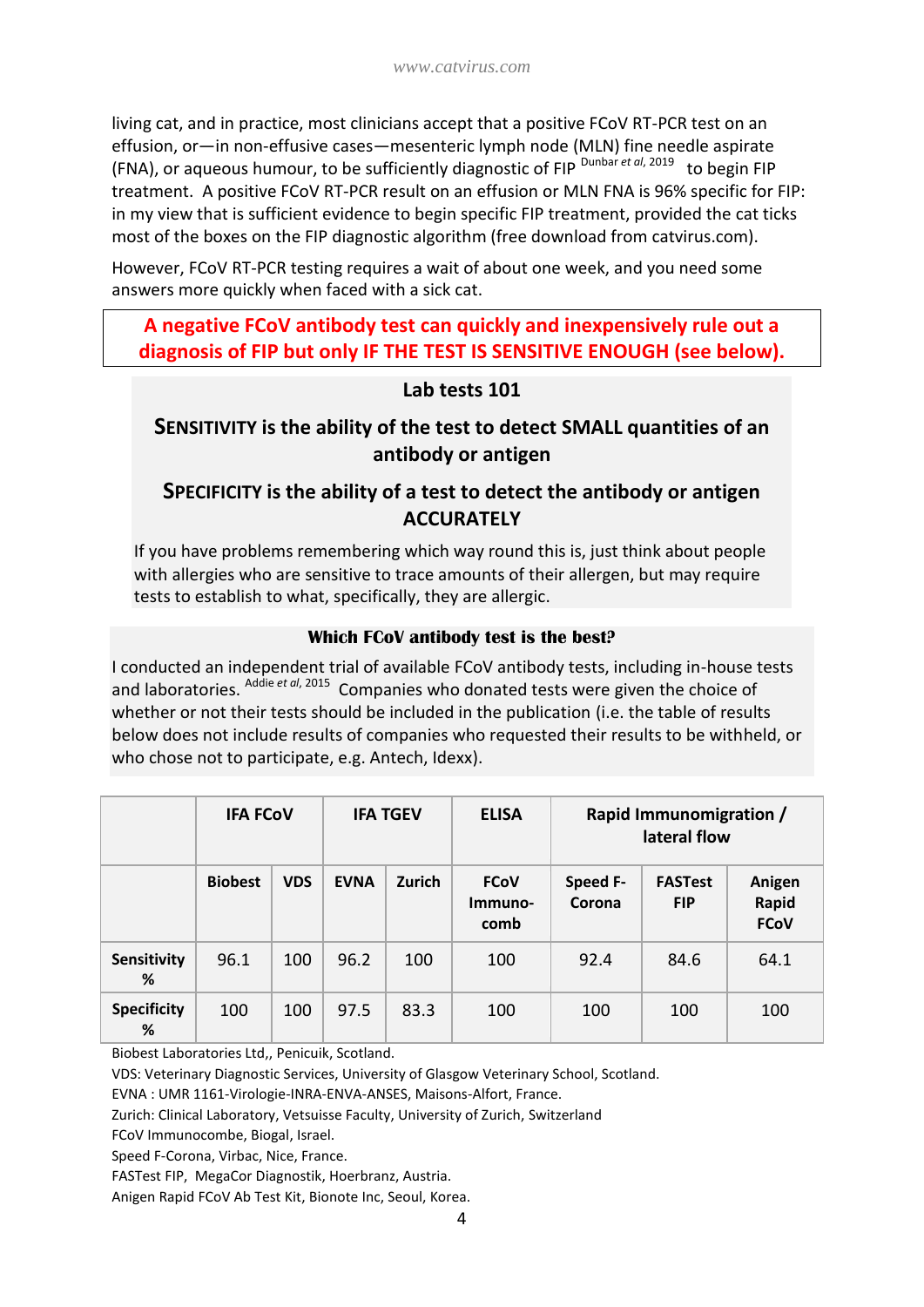living cat, and in practice, most clinicians accept that a positive FCoV RT-PCR test on an effusion, or—in non-effusive cases—mesenteric lymph node (MLN) fine needle aspirate (FNA), or aqueous humour, to be sufficiently diagnostic of FIP [Dunbar *et al*, 2019] to begin FIP treatment. A positive FCoV RT-PCR result on an effusion or MLN FNA is 96% specific for FIP: in my view that is sufficient evidence to begin specific FIP treatment, provided the cat ticks most of the boxes on the FIP diagnostic algorithm (free download from catvirus.com).

However, FCoV RT-PCR testing requires a wait of about one week, and you need some answers more quickly when faced with a sick cat.

**A negative FCoV antibody test can quickly and inexpensively rule out a diagnosis of FIP but only IF THE TEST IS SENSITIVE ENOUGH (see below).**

### Lab tests 101

**SENSITIVITY is the ability of the test to detect SMALL quantities of an antibody or antigen**

**SPECIFICITY is the ability of a test to detect the antibody or antigen ACCURATELY**

If you have problems remembering which way round this is, just think about people with allergies who are sensitive to trace amounts of their allergen, but may require tests to establish to what, specifically, they are allergic.

### Which FCoV antibody test is the best?

I conducted an independent trial of available FCoV antibody tests, including in-house tests and laboratories. [Addie *et al*, 2015] Companies who donated tests were given the choice of whether or not their tests should be included in the publication (i.e. the table of results below does not include results of companies who requested their results to be withheld, or who chose not to participate, e.g. Antech, Idexx).

| | IFA FCoV | | IFA TGEV | | ELISA | Rapid Immunomigration / lateral flow | | |
|---|---|---|---|---|---|---|---|---|
| | Biobest | VDS | EVNA | Zurich | FCoV Immuno-comb | Speed F-Corona | FASTest FIP | Anigen Rapid FCoV |
| Sensitivity % | 96.1 | 100 | 96.2 | 100 | 100 | 92.4 | 84.6 | 64.1 |
| Specificity % | 100 | 100 | 97.5 | 83.3 | 100 | 100 | 100 | 100 |

Biobest Laboratories Ltd,, Penicuik, Scotland.
VDS: Veterinary Diagnostic Services, University of Glasgow Veterinary School, Scotland.
EVNA : UMR 1161-Virologie-INRA-ENVA-ANSES, Maisons-Alfort, France.
Zurich: Clinical Laboratory, Vetsuisse Faculty, University of Zurich, Switzerland
FCoV Immunocombe, Biogal, Israel.
Speed F-Corona, Virbac, Nice, France.
FASTest FIP, MegaCor Diagnostik, Hoerbranz, Austria.
Anigen Rapid FCoV Ab Test Kit, Bionote Inc, Seoul, Korea.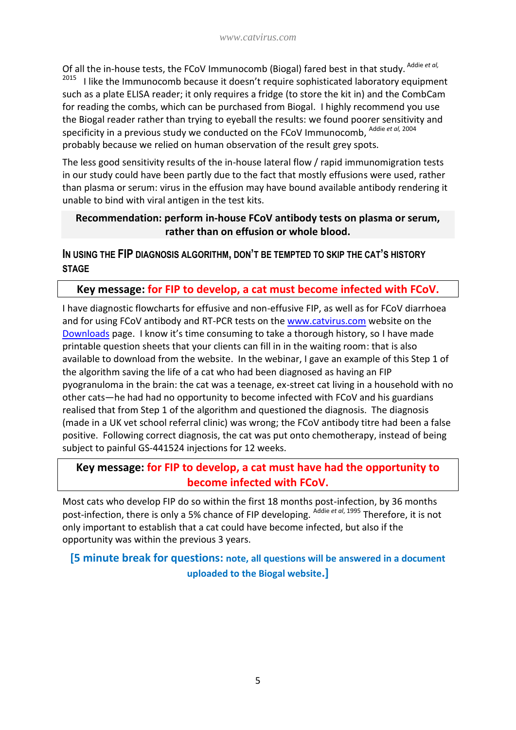Of all the in-house tests, the FCoV Immunocomb (Biogal) fared best in that study. [Addie *et al*, 2015] I like the Immunocomb because it doesn't require sophisticated laboratory equipment such as a plate ELISA reader; it only requires a fridge (to store the kit in) and the CombCam for reading the combs, which can be purchased from Biogal. I highly recommend you use the Biogal reader rather than trying to eyeball the results: we found poorer sensitivity and specificity in a previous study we conducted on the FCoV Immunocomb, [Addie *et al*, 2004] probably because we relied on human observation of the result grey spots.

The less good sensitivity results of the in-house lateral flow / rapid immunomigration tests in our study could have been partly due to the fact that mostly effusions were used, rather than plasma or serum: virus in the effusion may have bound available antibody rendering it unable to bind with viral antigen in the test kits.

**Recommendation: perform in-house FCoV antibody tests on plasma or serum, rather than on effusion or whole blood.**

## In using the FIP diagnosis algorithm, don't be tempted to skip the cat's history stage

**Key message: for FIP to develop, a cat must become infected with FCoV.**

I have diagnostic flowcharts for effusive and non-effusive FIP, as well as for FCoV diarrhoea and for using FCoV antibody and RT-PCR tests on the www.catvirus.com website on the Downloads page. I know it's time consuming to take a thorough history, so I have made printable question sheets that your clients can fill in in the waiting room: that is also available to download from the website. In the webinar, I gave an example of this Step 1 of the algorithm saving the life of a cat who had been diagnosed as having an FIP pyogranuloma in the brain: the cat was a teenage, ex-street cat living in a household with no other cats—he had had no opportunity to become infected with FCoV and his guardians realised that from Step 1 of the algorithm and questioned the diagnosis. The diagnosis (made in a UK vet school referral clinic) was wrong; the FCoV antibody titre had been a false positive. Following correct diagnosis, the cat was put onto chemotherapy, instead of being subject to painful GS-441524 injections for 12 weeks.

**Key message: for FIP to develop, a cat must have had the opportunity to become infected with FCoV.**

Most cats who develop FIP do so within the first 18 months post-infection, by 36 months post-infection, there is only a 5% chance of FIP developing. [Addie *et al*, 1995] Therefore, it is not only important to establish that a cat could have become infected, but also if the opportunity was within the previous 3 years.

**[5 minute break for questions: note, all questions will be answered in a document uploaded to the Biogal website.]**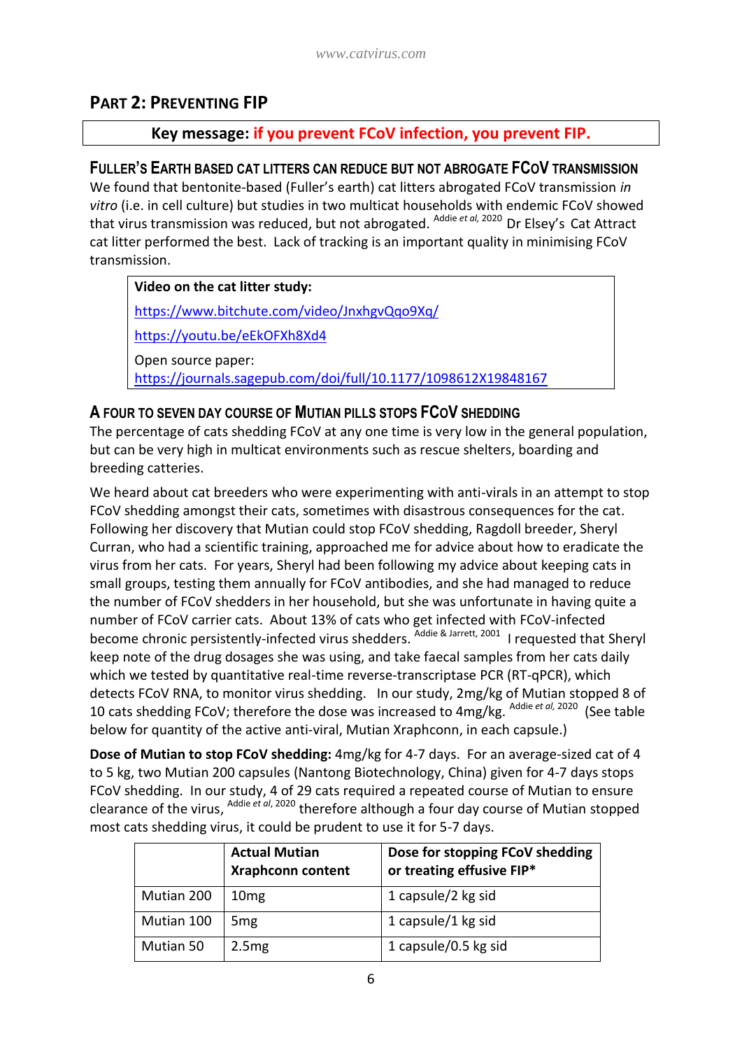## Part 2: Preventing FIP

**Key message: if you prevent FCoV infection, you prevent FIP.**

### Fuller's Earth based cat litters can reduce but not abrogate FCoV transmission

We found that bentonite-based (Fuller's earth) cat litters abrogated FCoV transmission *in vitro* (i.e. in cell culture) but studies in two multicat households with endemic FCoV showed that virus transmission was reduced, but not abrogated. [Addie *et al*, 2020] Dr Elsey's Cat Attract cat litter performed the best. Lack of tracking is an important quality in minimising FCoV transmission.

> **Video on the cat litter study:**
>
> https://www.bitchute.com/video/JnxhgvQqo9Xq/
>
> https://youtu.be/eEkOFXh8Xd4
>
> Open source paper: https://journals.sagepub.com/doi/full/10.1177/1098612X19848167

### A four to seven day course of Mutian pills stops FCoV shedding

The percentage of cats shedding FCoV at any one time is very low in the general population, but can be very high in multicat environments such as rescue shelters, boarding and breeding catteries.

We heard about cat breeders who were experimenting with anti-virals in an attempt to stop FCoV shedding amongst their cats, sometimes with disastrous consequences for the cat. Following her discovery that Mutian could stop FCoV shedding, Ragdoll breeder, Sheryl Curran, who had a scientific training, approached me for advice about how to eradicate the virus from her cats. For years, Sheryl had been following my advice about keeping cats in small groups, testing them annually for FCoV antibodies, and she had managed to reduce the number of FCoV shedders in her household, but she was unfortunate in having quite a number of FCoV carrier cats. About 13% of cats who get infected with FCoV-infected become chronic persistently-infected virus shedders. [Addie & Jarrett, 2001] I requested that Sheryl keep note of the drug dosages she was using, and take faecal samples from her cats daily which we tested by quantitative real-time reverse-transcriptase PCR (RT-qPCR), which detects FCoV RNA, to monitor virus shedding. In our study, 2mg/kg of Mutian stopped 8 of 10 cats shedding FCoV; therefore the dose was increased to 4mg/kg. [Addie *et al*, 2020] (See table below for quantity of the active anti-viral, Mutian Xraphconn, in each capsule.)

**Dose of Mutian to stop FCoV shedding:** 4mg/kg for 4-7 days. For an average-sized cat of 4 to 5 kg, two Mutian 200 capsules (Nantong Biotechnology, China) given for 4-7 days stops FCoV shedding. In our study, 4 of 29 cats required a repeated course of Mutian to ensure clearance of the virus, [Addie *et al*, 2020] therefore although a four day course of Mutian stopped most cats shedding virus, it could be prudent to use it for 5-7 days.

| | **Actual Mutian Xraphconn content** | **Dose for stopping FCoV shedding or treating effusive FIP*** |
|---|---|---|
| Mutian 200 | 10mg | 1 capsule/2 kg sid |
| Mutian 100 | 5mg | 1 capsule/1 kg sid |
| Mutian 50 | 2.5mg | 1 capsule/0.5 kg sid |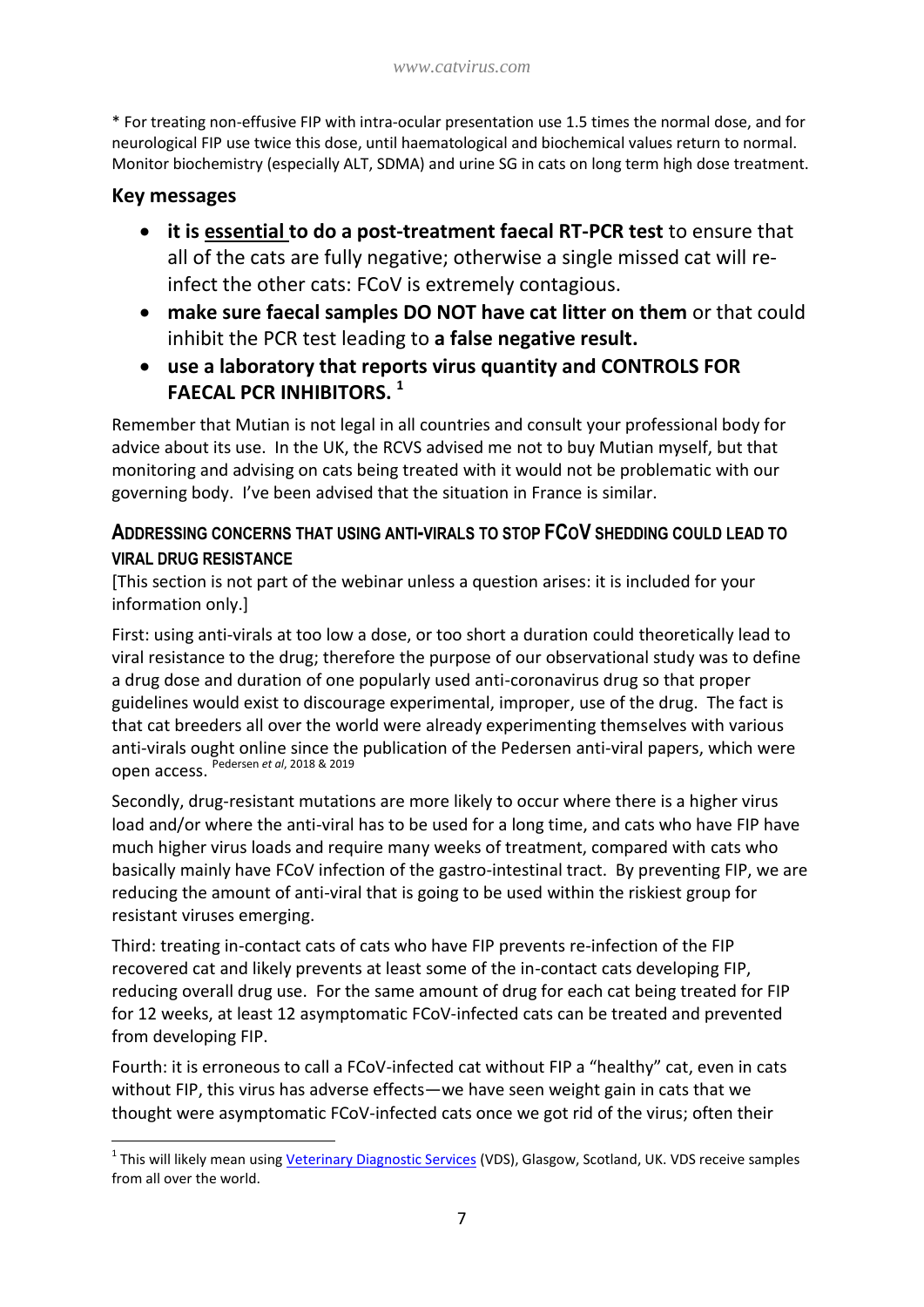* For treating non-effusive FIP with intra-ocular presentation use 1.5 times the normal dose, and for neurological FIP use twice this dose, until haematological and biochemical values return to normal. Monitor biochemistry (especially ALT, SDMA) and urine SG in cats on long term high dose treatment.

### Key messages

- **it is <u>essential</u> to do a post-treatment faecal RT-PCR test** to ensure that all of the cats are fully negative; otherwise a single missed cat will re-infect the other cats: FCoV is extremely contagious.
- **make sure faecal samples DO NOT have cat litter on them** or that could inhibit the PCR test leading to **a false negative result.**
- **use a laboratory that reports virus quantity and CONTROLS FOR FAECAL PCR INHIBITORS.** [1]

Remember that Mutian is not legal in all countries and consult your professional body for advice about its use. In the UK, the RCVS advised me not to buy Mutian myself, but that monitoring and advising on cats being treated with it would not be problematic with our governing body. I've been advised that the situation in France is similar.

### ADDRESSING CONCERNS THAT USING ANTI-VIRALS TO STOP FCOV SHEDDING COULD LEAD TO VIRAL DRUG RESISTANCE

[This section is not part of the webinar unless a question arises: it is included for your information only.]

First: using anti-virals at too low a dose, or too short a duration could theoretically lead to viral resistance to the drug; therefore the purpose of our observational study was to define a drug dose and duration of one popularly used anti-coronavirus drug so that proper guidelines would exist to discourage experimental, improper, use of the drug. The fact is that cat breeders all over the world were already experimenting themselves with various anti-virals ought online since the publication of the Pedersen anti-viral papers, which were open access. [Pedersen *et al*, 2018 & 2019]

Secondly, drug-resistant mutations are more likely to occur where there is a higher virus load and/or where the anti-viral has to be used for a long time, and cats who have FIP have much higher virus loads and require many weeks of treatment, compared with cats who basically mainly have FCoV infection of the gastro-intestinal tract. By preventing FIP, we are reducing the amount of anti-viral that is going to be used within the riskiest group for resistant viruses emerging.

Third: treating in-contact cats of cats who have FIP prevents re-infection of the FIP recovered cat and likely prevents at least some of the in-contact cats developing FIP, reducing overall drug use. For the same amount of drug for each cat being treated for FIP for 12 weeks, at least 12 asymptomatic FCoV-infected cats can be treated and prevented from developing FIP.

Fourth: it is erroneous to call a FCoV-infected cat without FIP a "healthy" cat, even in cats without FIP, this virus has adverse effects—we have seen weight gain in cats that we thought were asymptomatic FCoV-infected cats once we got rid of the virus; often their

---

[1] This will likely mean using Veterinary Diagnostic Services (VDS), Glasgow, Scotland, UK. VDS receive samples from all over the world.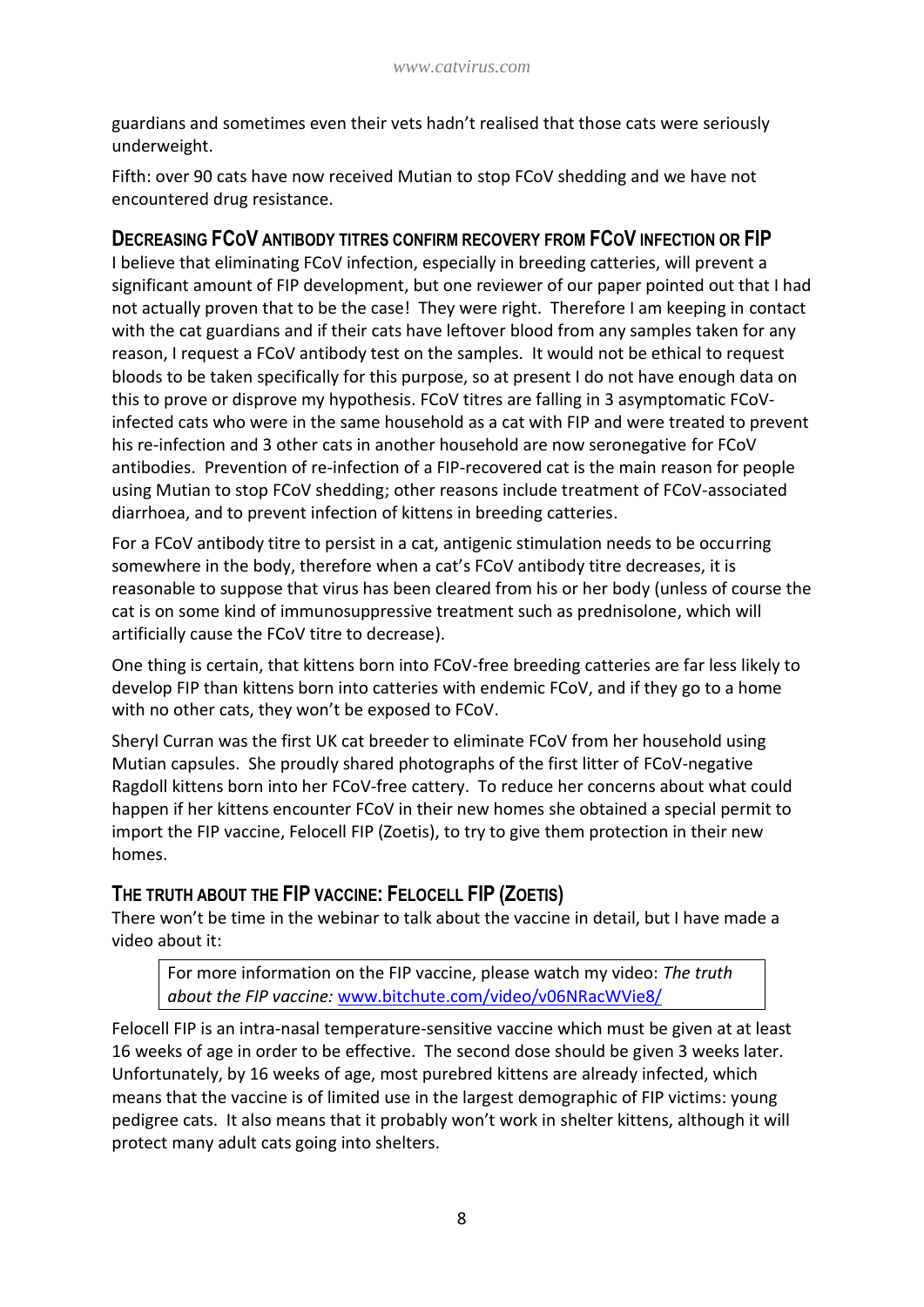guardians and sometimes even their vets hadn't realised that those cats were seriously underweight.

Fifth: over 90 cats have now received Mutian to stop FCoV shedding and we have not encountered drug resistance.

## Decreasing FCoV antibody titres confirm recovery from FCoV infection or FIP

I believe that eliminating FCoV infection, especially in breeding catteries, will prevent a significant amount of FIP development, but one reviewer of our paper pointed out that I had not actually proven that to be the case! They were right. Therefore I am keeping in contact with the cat guardians and if their cats have leftover blood from any samples taken for any reason, I request a FCoV antibody test on the samples. It would not be ethical to request bloods to be taken specifically for this purpose, so at present I do not have enough data on this to prove or disprove my hypothesis. FCoV titres are falling in 3 asymptomatic FCoV-infected cats who were in the same household as a cat with FIP and were treated to prevent his re-infection and 3 other cats in another household are now seronegative for FCoV antibodies. Prevention of re-infection of a FIP-recovered cat is the main reason for people using Mutian to stop FCoV shedding; other reasons include treatment of FCoV-associated diarrhoea, and to prevent infection of kittens in breeding catteries.

For a FCoV antibody titre to persist in a cat, antigenic stimulation needs to be occurring somewhere in the body, therefore when a cat's FCoV antibody titre decreases, it is reasonable to suppose that virus has been cleared from his or her body (unless of course the cat is on some kind of immunosuppressive treatment such as prednisolone, which will artificially cause the FCoV titre to decrease).

One thing is certain, that kittens born into FCoV-free breeding catteries are far less likely to develop FIP than kittens born into catteries with endemic FCoV, and if they go to a home with no other cats, they won't be exposed to FCoV.

Sheryl Curran was the first UK cat breeder to eliminate FCoV from her household using Mutian capsules. She proudly shared photographs of the first litter of FCoV-negative Ragdoll kittens born into her FCoV-free cattery. To reduce her concerns about what could happen if her kittens encounter FCoV in their new homes she obtained a special permit to import the FIP vaccine, Felocell FIP (Zoetis), to try to give them protection in their new homes.

## The truth about the FIP vaccine: Felocell FIP (Zoetis)

There won't be time in the webinar to talk about the vaccine in detail, but I have made a video about it:

> For more information on the FIP vaccine, please watch my video: *The truth about the FIP vaccine:* [www.bitchute.com/video/v06NRacWVie8/](www.bitchute.com/video/v06NRacWVie8/)

Felocell FIP is an intra-nasal temperature-sensitive vaccine which must be given at at least 16 weeks of age in order to be effective. The second dose should be given 3 weeks later. Unfortunately, by 16 weeks of age, most purebred kittens are already infected, which means that the vaccine is of limited use in the largest demographic of FIP victims: young pedigree cats. It also means that it probably won't work in shelter kittens, although it will protect many adult cats going into shelters.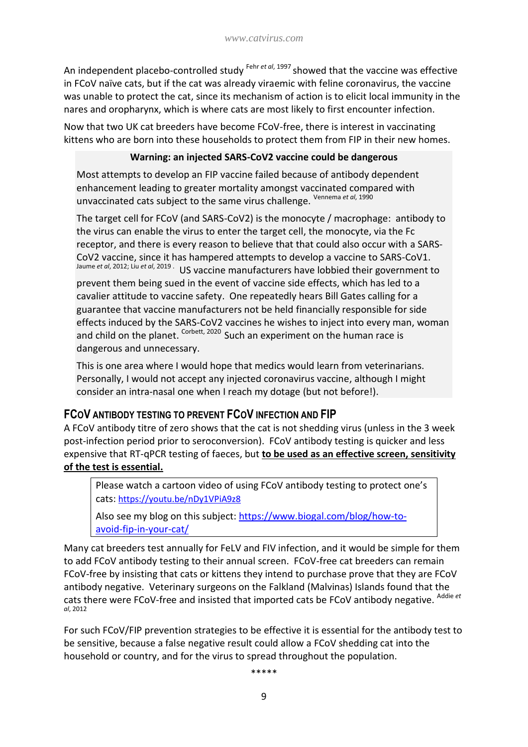An independent placebo-controlled study [Fehr *et al*, 1997] showed that the vaccine was effective in FCoV naïve cats, but if the cat was already viraemic with feline coronavirus, the vaccine was unable to protect the cat, since its mechanism of action is to elicit local immunity in the nares and oropharynx, which is where cats are most likely to first encounter infection.

Now that two UK cat breeders have become FCoV-free, there is interest in vaccinating kittens who are born into these households to protect them from FIP in their new homes.

> **Warning: an injected SARS-CoV2 vaccine could be dangerous**
>
> Most attempts to develop an FIP vaccine failed because of antibody dependent enhancement leading to greater mortality amongst vaccinated compared with unvaccinated cats subject to the same virus challenge. [Vennema *et al*, 1990]
>
> The target cell for FCoV (and SARS-CoV2) is the monocyte / macrophage: antibody to the virus can enable the virus to enter the target cell, the monocyte, via the Fc receptor, and there is every reason to believe that that could also occur with a SARS-CoV2 vaccine, since it has hampered attempts to develop a vaccine to SARS-CoV1. [Jaume *et al*, 2012; Liu *et al*, 2019] US vaccine manufacturers have lobbied their government to prevent them being sued in the event of vaccine side effects, which has led to a cavalier attitude to vaccine safety. One repeatedly hears Bill Gates calling for a guarantee that vaccine manufacturers not be held financially responsible for side effects induced by the SARS-CoV2 vaccines he wishes to inject into every man, woman and child on the planet. [Corbett, 2020] Such an experiment on the human race is dangerous and unnecessary.
>
> This is one area where I would hope that medics would learn from veterinarians. Personally, I would not accept any injected coronavirus vaccine, although I might consider an intra-nasal one when I reach my dotage (but not before!).

## FCoV ANTIBODY TESTING TO PREVENT FCoV INFECTION AND FIP

A FCoV antibody titre of zero shows that the cat is not shedding virus (unless in the 3 week post-infection period prior to seroconversion). FCoV antibody testing is quicker and less expensive that RT-qPCR testing of faeces, but **<u>to be used as an effective screen, sensitivity of the test is essential.</u>**

> Please watch a cartoon video of using FCoV antibody testing to protect one's cats: https://youtu.be/nDy1VPiA9z8
>
> Also see my blog on this subject: https://www.biogal.com/blog/how-to-avoid-fip-in-your-cat/

Many cat breeders test annually for FeLV and FIV infection, and it would be simple for them to add FCoV antibody testing to their annual screen. FCoV-free cat breeders can remain FCoV-free by insisting that cats or kittens they intend to purchase prove that they are FCoV antibody negative. Veterinary surgeons on the Falkland (Malvinas) Islands found that the cats there were FCoV-free and insisted that imported cats be FCoV antibody negative. [Addie *et al*, 2012]

For such FCoV/FIP prevention strategies to be effective it is essential for the antibody test to be sensitive, because a false negative result could allow a FCoV shedding cat into the household or country, and for the virus to spread throughout the population.

*****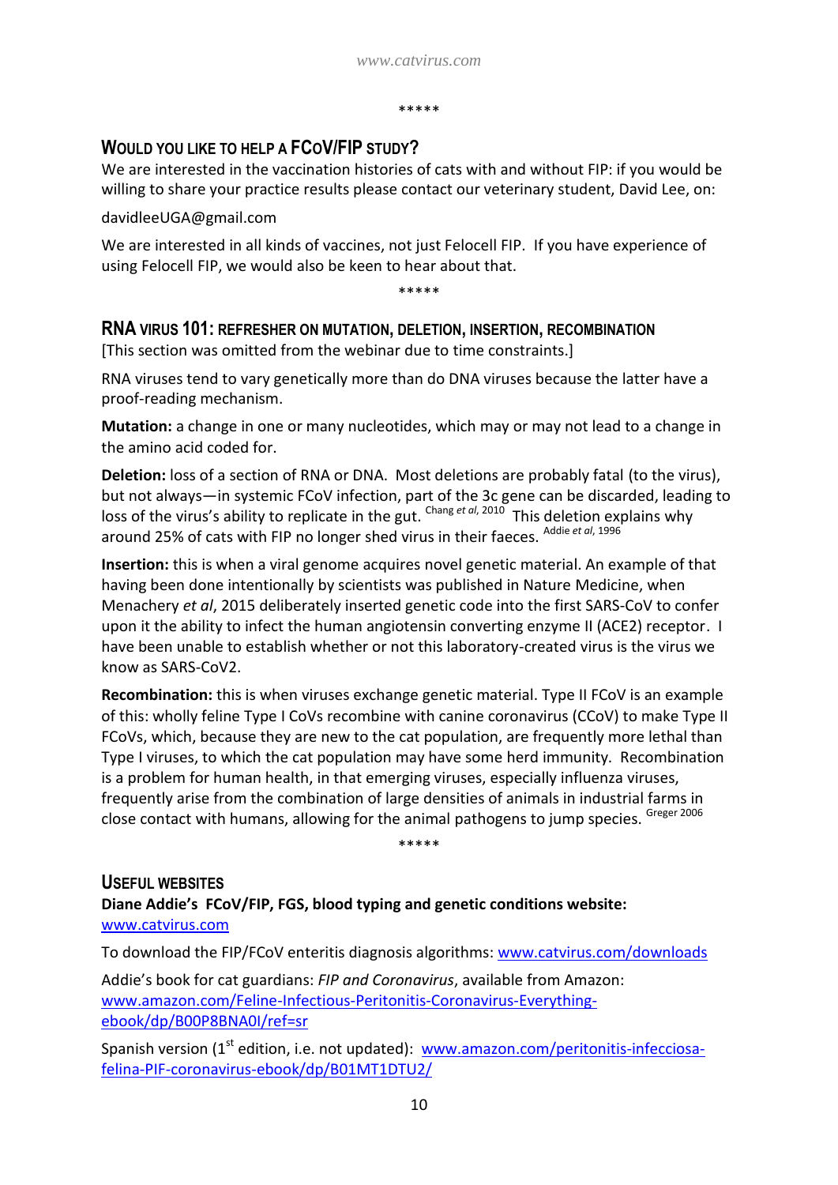\*\*\*\*\*

## Would you like to help a FCoV/FIP study?

We are interested in the vaccination histories of cats with and without FIP: if you would be willing to share your practice results please contact our veterinary student, David Lee, on:

davidleeUGA@gmail.com

We are interested in all kinds of vaccines, not just Felocell FIP. If you have experience of using Felocell FIP, we would also be keen to hear about that.

\*\*\*\*\*

## RNA virus 101: refresher on mutation, deletion, insertion, recombination

[This section was omitted from the webinar due to time constraints.]

RNA viruses tend to vary genetically more than do DNA viruses because the latter have a proof-reading mechanism.

**Mutation:** a change in one or many nucleotides, which may or may not lead to a change in the amino acid coded for.

**Deletion:** loss of a section of RNA or DNA. Most deletions are probably fatal (to the virus), but not always—in systemic FCoV infection, part of the 3c gene can be discarded, leading to loss of the virus's ability to replicate in the gut. [Chang *et al*, 2010] This deletion explains why around 25% of cats with FIP no longer shed virus in their faeces. [Addie *et al*, 1996]

**Insertion:** this is when a viral genome acquires novel genetic material. An example of that having been done intentionally by scientists was published in Nature Medicine, when Menachery *et al*, 2015 deliberately inserted genetic code into the first SARS-CoV to confer upon it the ability to infect the human angiotensin converting enzyme II (ACE2) receptor. I have been unable to establish whether or not this laboratory-created virus is the virus we know as SARS-CoV2.

**Recombination:** this is when viruses exchange genetic material. Type II FCoV is an example of this: wholly feline Type I CoVs recombine with canine coronavirus (CCoV) to make Type II FCoVs, which, because they are new to the cat population, are frequently more lethal than Type I viruses, to which the cat population may have some herd immunity. Recombination is a problem for human health, in that emerging viruses, especially influenza viruses, frequently arise from the combination of large densities of animals in industrial farms in close contact with humans, allowing for the animal pathogens to jump species. [Greger 2006]

\*\*\*\*\*

## Useful websites

**Diane Addie's FCoV/FIP, FGS, blood typing and genetic conditions website:** www.catvirus.com

To download the FIP/FCoV enteritis diagnosis algorithms: www.catvirus.com/downloads

Addie's book for cat guardians: *FIP and Coronavirus*, available from Amazon: www.amazon.com/Feline-Infectious-Peritonitis-Coronavirus-Everything-ebook/dp/B00P8BNA0I/ref=sr

Spanish version (1st edition, i.e. not updated): www.amazon.com/peritonitis-infecciosa-felina-PIF-coronavirus-ebook/dp/B01MT1DTU2/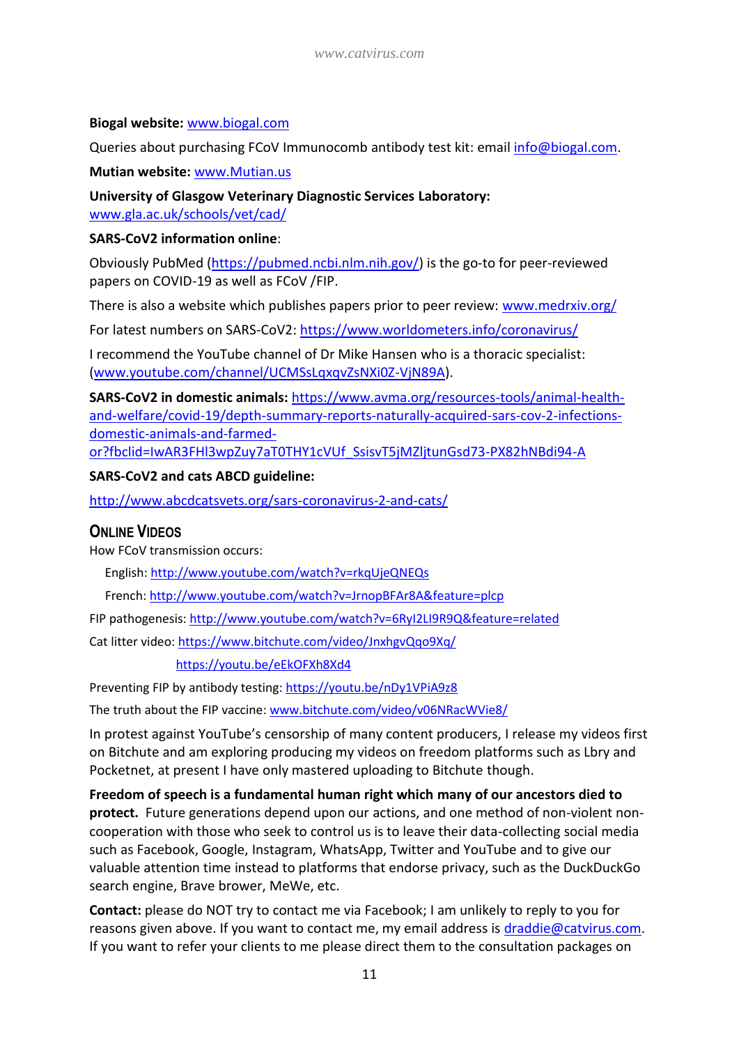**Biogal website:** www.biogal.com

Queries about purchasing FCoV Immunocomb antibody test kit: email info@biogal.com.

**Mutian website:** www.Mutian.us

**University of Glasgow Veterinary Diagnostic Services Laboratory:** www.gla.ac.uk/schools/vet/cad/

**SARS-CoV2 information online**:

Obviously PubMed (https://pubmed.ncbi.nlm.nih.gov/) is the go-to for peer-reviewed papers on COVID-19 as well as FCoV /FIP.

There is also a website which publishes papers prior to peer review: www.medrxiv.org/

For latest numbers on SARS-CoV2: https://www.worldometers.info/coronavirus/

I recommend the YouTube channel of Dr Mike Hansen who is a thoracic specialist: (www.youtube.com/channel/UCMSsLqxqvZsNXi0Z-VjN89A).

**SARS-CoV2 in domestic animals:** https://www.avma.org/resources-tools/animal-health-and-welfare/covid-19/depth-summary-reports-naturally-acquired-sars-cov-2-infections-domestic-animals-and-farmed-or?fbclid=IwAR3FHl3wpZuy7aT0THY1cVUf_SsisvT5jMZljtunGsd73-PX82hNBdi94-A

**SARS-CoV2 and cats ABCD guideline:**

http://www.abcdcatsvets.org/sars-coronavirus-2-and-cats/

## Online Videos

How FCoV transmission occurs:

English: http://www.youtube.com/watch?v=rkqUjeQNEQs

French: http://www.youtube.com/watch?v=JrnopBFAr8A&feature=plcp

FIP pathogenesis: http://www.youtube.com/watch?v=6RyI2LI9R9Q&feature=related

Cat litter video: https://www.bitchute.com/video/JnxhgvQqo9Xq/

https://youtu.be/eEkOFXh8Xd4

Preventing FIP by antibody testing: https://youtu.be/nDy1VPiA9z8

The truth about the FIP vaccine: www.bitchute.com/video/v06NRacWVie8/

In protest against YouTube's censorship of many content producers, I release my videos first on Bitchute and am exploring producing my videos on freedom platforms such as Lbry and Pocketnet, at present I have only mastered uploading to Bitchute though.

**Freedom of speech is a fundamental human right which many of our ancestors died to protect.** Future generations depend upon our actions, and one method of non-violent non-cooperation with those who seek to control us is to leave their data-collecting social media such as Facebook, Google, Instagram, WhatsApp, Twitter and YouTube and to give our valuable attention time instead to platforms that endorse privacy, such as the DuckDuckGo search engine, Brave brower, MeWe, etc.

**Contact:** please do NOT try to contact me via Facebook; I am unlikely to reply to you for reasons given above. If you want to contact me, my email address is draddie@catvirus.com. If you want to refer your clients to me please direct them to the consultation packages on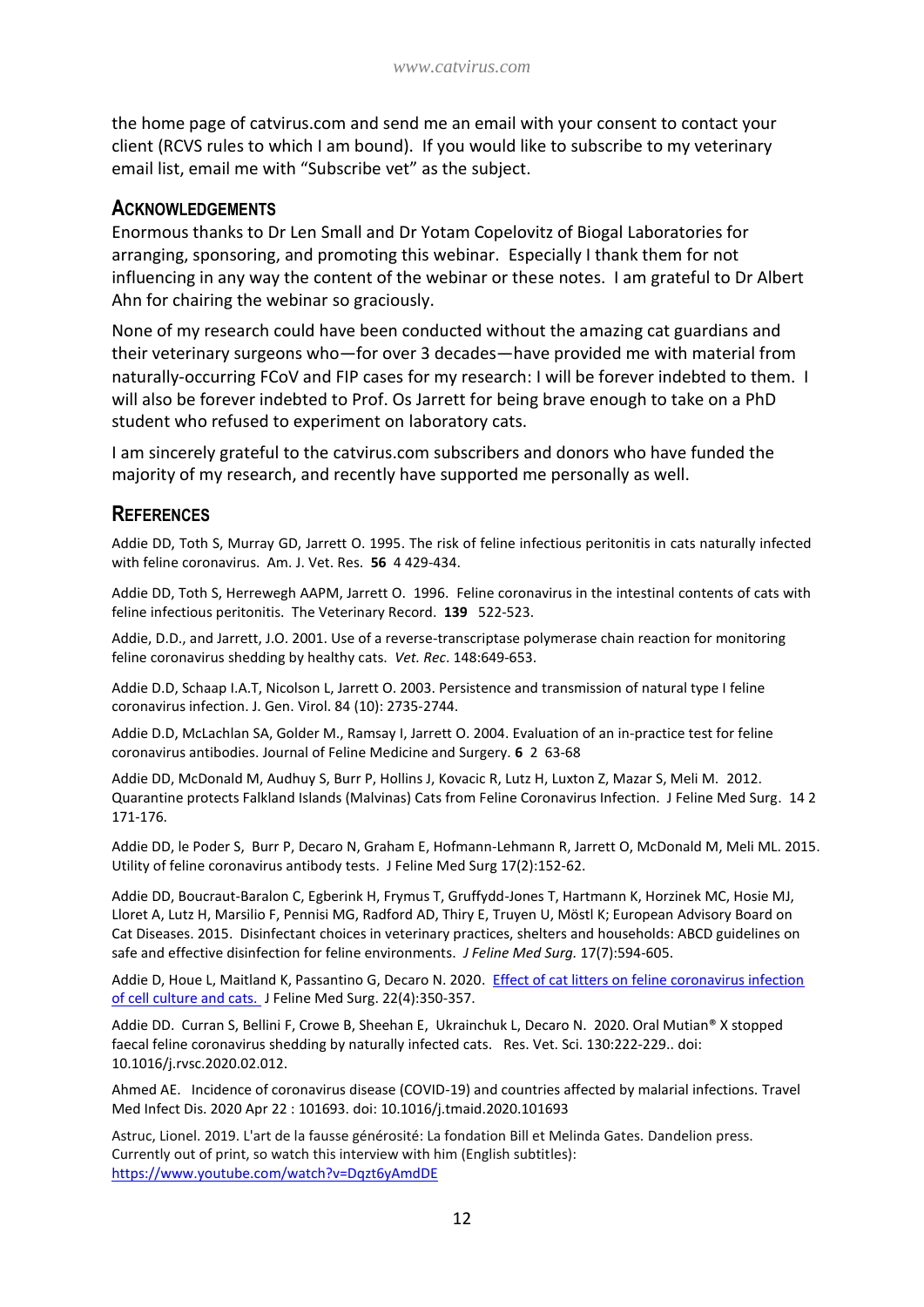the home page of catvirus.com and send me an email with your consent to contact your client (RCVS rules to which I am bound). If you would like to subscribe to my veterinary email list, email me with "Subscribe vet" as the subject.

## ACKNOWLEDGEMENTS

Enormous thanks to Dr Len Small and Dr Yotam Copelovitz of Biogal Laboratories for arranging, sponsoring, and promoting this webinar. Especially I thank them for not influencing in any way the content of the webinar or these notes. I am grateful to Dr Albert Ahn for chairing the webinar so graciously.

None of my research could have been conducted without the amazing cat guardians and their veterinary surgeons who—for over 3 decades—have provided me with material from naturally-occurring FCoV and FIP cases for my research: I will be forever indebted to them. I will also be forever indebted to Prof. Os Jarrett for being brave enough to take on a PhD student who refused to experiment on laboratory cats.

I am sincerely grateful to the catvirus.com subscribers and donors who have funded the majority of my research, and recently have supported me personally as well.

## REFERENCES

Addie DD, Toth S, Murray GD, Jarrett O. 1995. The risk of feline infectious peritonitis in cats naturally infected with feline coronavirus. Am. J. Vet. Res. **56** 4 429-434.

Addie DD, Toth S, Herrewegh AAPM, Jarrett O. 1996. Feline coronavirus in the intestinal contents of cats with feline infectious peritonitis. The Veterinary Record. **139** 522-523.

Addie, D.D., and Jarrett, J.O. 2001. Use of a reverse-transcriptase polymerase chain reaction for monitoring feline coronavirus shedding by healthy cats. *Vet. Rec*. 148:649-653.

Addie D.D, Schaap I.A.T, Nicolson L, Jarrett O. 2003. Persistence and transmission of natural type I feline coronavirus infection. J. Gen. Virol. 84 (10): 2735-2744.

Addie D.D, McLachlan SA, Golder M., Ramsay I, Jarrett O. 2004. Evaluation of an in-practice test for feline coronavirus antibodies. Journal of Feline Medicine and Surgery. **6** 2 63-68

Addie DD, McDonald M, Audhuy S, Burr P, Hollins J, Kovacic R, Lutz H, Luxton Z, Mazar S, Meli M. 2012. Quarantine protects Falkland Islands (Malvinas) Cats from Feline Coronavirus Infection. J Feline Med Surg. 14 2 171-176.

Addie DD, le Poder S, Burr P, Decaro N, Graham E, Hofmann-Lehmann R, Jarrett O, McDonald M, Meli ML. 2015. Utility of feline coronavirus antibody tests. J Feline Med Surg 17(2):152-62.

Addie DD, Boucraut-Baralon C, Egberink H, Frymus T, Gruffydd-Jones T, Hartmann K, Horzinek MC, Hosie MJ, Lloret A, Lutz H, Marsilio F, Pennisi MG, Radford AD, Thiry E, Truyen U, Möstl K; European Advisory Board on Cat Diseases. 2015. Disinfectant choices in veterinary practices, shelters and households: ABCD guidelines on safe and effective disinfection for feline environments. *J Feline Med Surg.* 17(7):594-605.

Addie D, Houe L, Maitland K, Passantino G, Decaro N. 2020. Effect of cat litters on feline coronavirus infection of cell culture and cats. J Feline Med Surg. 22(4):350-357.

Addie DD. Curran S, Bellini F, Crowe B, Sheehan E, Ukrainchuk L, Decaro N. 2020. Oral Mutian® X stopped faecal feline coronavirus shedding by naturally infected cats. Res. Vet. Sci. 130:222-229.. doi: 10.1016/j.rvsc.2020.02.012.

Ahmed AE. Incidence of coronavirus disease (COVID-19) and countries affected by malarial infections. Travel Med Infect Dis. 2020 Apr 22 : 101693. doi: 10.1016/j.tmaid.2020.101693

Astruc, Lionel. 2019. L'art de la fausse générosité: La fondation Bill et Melinda Gates. Dandelion press. Currently out of print, so watch this interview with him (English subtitles): https://www.youtube.com/watch?v=Dqzt6yAmdDE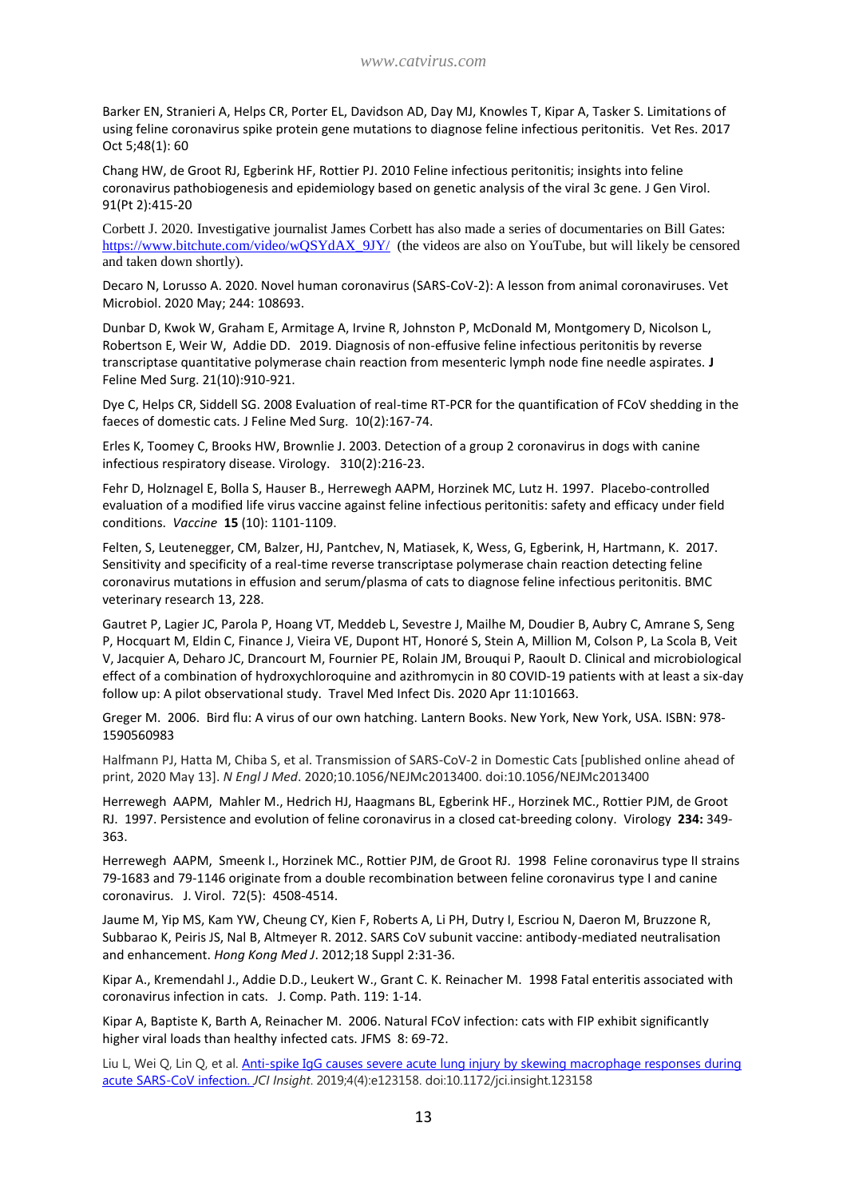Barker EN, Stranieri A, Helps CR, Porter EL, Davidson AD, Day MJ, Knowles T, Kipar A, Tasker S. Limitations of using feline coronavirus spike protein gene mutations to diagnose feline infectious peritonitis. Vet Res. 2017 Oct 5;48(1): 60

Chang HW, de Groot RJ, Egberink HF, Rottier PJ. 2010 Feline infectious peritonitis; insights into feline coronavirus pathobiogenesis and epidemiology based on genetic analysis of the viral 3c gene. J Gen Virol. 91(Pt 2):415-20

Corbett J. 2020. Investigative journalist James Corbett has also made a series of documentaries on Bill Gates: https://www.bitchute.com/video/wQSYdAX_9JY/ (the videos are also on YouTube, but will likely be censored and taken down shortly).

Decaro N, Lorusso A. 2020. Novel human coronavirus (SARS-CoV-2): A lesson from animal coronaviruses. Vet Microbiol. 2020 May; 244: 108693.

Dunbar D, Kwok W, Graham E, Armitage A, Irvine R, Johnston P, McDonald M, Montgomery D, Nicolson L, Robertson E, Weir W, Addie DD. 2019. Diagnosis of non-effusive feline infectious peritonitis by reverse transcriptase quantitative polymerase chain reaction from mesenteric lymph node fine needle aspirates. **J** Feline Med Surg. 21(10):910-921.

Dye C, Helps CR, Siddell SG. 2008 Evaluation of real-time RT-PCR for the quantification of FCoV shedding in the faeces of domestic cats. J Feline Med Surg. 10(2):167-74.

Erles K, Toomey C, Brooks HW, Brownlie J. 2003. Detection of a group 2 coronavirus in dogs with canine infectious respiratory disease. Virology. 310(2):216-23.

Fehr D, Holznagel E, Bolla S, Hauser B., Herrewegh AAPM, Horzinek MC, Lutz H. 1997. Placebo-controlled evaluation of a modified life virus vaccine against feline infectious peritonitis: safety and efficacy under field conditions. *Vaccine* **15** (10): 1101-1109.

Felten, S, Leutenegger, CM, Balzer, HJ, Pantchev, N, Matiasek, K, Wess, G, Egberink, H, Hartmann, K. 2017. Sensitivity and specificity of a real-time reverse transcriptase polymerase chain reaction detecting feline coronavirus mutations in effusion and serum/plasma of cats to diagnose feline infectious peritonitis. BMC veterinary research 13, 228.

Gautret P, Lagier JC, Parola P, Hoang VT, Meddeb L, Sevestre J, Mailhe M, Doudier B, Aubry C, Amrane S, Seng P, Hocquart M, Eldin C, Finance J, Vieira VE, Dupont HT, Honoré S, Stein A, Million M, Colson P, La Scola B, Veit V, Jacquier A, Deharo JC, Drancourt M, Fournier PE, Rolain JM, Brouqui P, Raoult D. Clinical and microbiological effect of a combination of hydroxychloroquine and azithromycin in 80 COVID-19 patients with at least a six-day follow up: A pilot observational study. Travel Med Infect Dis. 2020 Apr 11:101663.

Greger M. 2006. Bird flu: A virus of our own hatching. Lantern Books. New York, New York, USA. ISBN: 978-1590560983

Halfmann PJ, Hatta M, Chiba S, et al. Transmission of SARS-CoV-2 in Domestic Cats [published online ahead of print, 2020 May 13]. *N Engl J Med*. 2020;10.1056/NEJMc2013400. doi:10.1056/NEJMc2013400

Herrewegh AAPM, Mahler M., Hedrich HJ, Haagmans BL, Egberink HF., Horzinek MC., Rottier PJM, de Groot RJ. 1997. Persistence and evolution of feline coronavirus in a closed cat-breeding colony. Virology **234:** 349-363.

Herrewegh AAPM, Smeenk I., Horzinek MC., Rottier PJM, de Groot RJ. 1998 Feline coronavirus type II strains 79-1683 and 79-1146 originate from a double recombination between feline coronavirus type I and canine coronavirus. J. Virol. 72(5): 4508-4514.

Jaume M, Yip MS, Kam YW, Cheung CY, Kien F, Roberts A, Li PH, Dutry I, Escriou N, Daeron M, Bruzzone R, Subbarao K, Peiris JS, Nal B, Altmeyer R. 2012. SARS CoV subunit vaccine: antibody-mediated neutralisation and enhancement. *Hong Kong Med J*. 2012;18 Suppl 2:31-36.

Kipar A., Kremendahl J., Addie D.D., Leukert W., Grant C. K. Reinacher M. 1998 Fatal enteritis associated with coronavirus infection in cats. J. Comp. Path. 119: 1-14.

Kipar A, Baptiste K, Barth A, Reinacher M. 2006. Natural FCoV infection: cats with FIP exhibit significantly higher viral loads than healthy infected cats. JFMS 8: 69-72.

Liu L, Wei Q, Lin Q, et al. Anti-spike IgG causes severe acute lung injury by skewing macrophage responses during acute SARS-CoV infection. *JCI Insight*. 2019;4(4):e123158. doi:10.1172/jci.insight.123158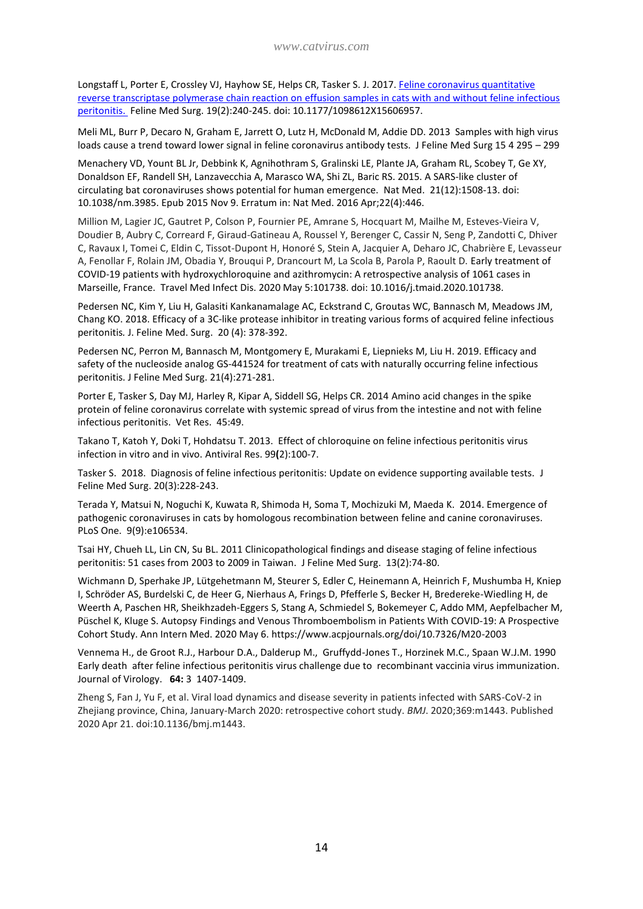Longstaff L, Porter E, Crossley VJ, Hayhow SE, Helps CR, Tasker S. J. 2017. Feline coronavirus quantitative reverse transcriptase polymerase chain reaction on effusion samples in cats with and without feline infectious peritonitis. Feline Med Surg. 19(2):240-245. doi: 10.1177/1098612X15606957.

Meli ML, Burr P, Decaro N, Graham E, Jarrett O, Lutz H, McDonald M, Addie DD. 2013 Samples with high virus loads cause a trend toward lower signal in feline coronavirus antibody tests. J Feline Med Surg 15 4 295 – 299

Menachery VD, Yount BL Jr, Debbink K, Agnihothram S, Gralinski LE, Plante JA, Graham RL, Scobey T, Ge XY, Donaldson EF, Randell SH, Lanzavecchia A, Marasco WA, Shi ZL, Baric RS. 2015. A SARS-like cluster of circulating bat coronaviruses shows potential for human emergence. Nat Med. 21(12):1508-13. doi: 10.1038/nm.3985. Epub 2015 Nov 9. Erratum in: Nat Med. 2016 Apr;22(4):446.

Million M, Lagier JC, Gautret P, Colson P, Fournier PE, Amrane S, Hocquart M, Mailhe M, Esteves-Vieira V, Doudier B, Aubry C, Correard F, Giraud-Gatineau A, Roussel Y, Berenger C, Cassir N, Seng P, Zandotti C, Dhiver C, Ravaux I, Tomei C, Eldin C, Tissot-Dupont H, Honoré S, Stein A, Jacquier A, Deharo JC, Chabrière E, Levasseur A, Fenollar F, Rolain JM, Obadia Y, Brouqui P, Drancourt M, La Scola B, Parola P, Raoult D. Early treatment of COVID-19 patients with hydroxychloroquine and azithromycin: A retrospective analysis of 1061 cases in Marseille, France. Travel Med Infect Dis. 2020 May 5:101738. doi: 10.1016/j.tmaid.2020.101738.

Pedersen NC, Kim Y, Liu H, Galasiti Kankanamalage AC, Eckstrand C, Groutas WC, Bannasch M, Meadows JM, Chang KO. 2018. Efficacy of a 3C-like protease inhibitor in treating various forms of acquired feline infectious peritonitis*.* J. Feline Med. Surg. 20 (4): 378-392.

Pedersen NC, Perron M, Bannasch M, Montgomery E, Murakami E, Liepnieks M, Liu H. 2019. Efficacy and safety of the nucleoside analog GS-441524 for treatment of cats with naturally occurring feline infectious peritonitis. J Feline Med Surg. 21(4):271-281.

Porter E, Tasker S, Day MJ, Harley R, Kipar A, Siddell SG, Helps CR. 2014 Amino acid changes in the spike protein of feline coronavirus correlate with systemic spread of virus from the intestine and not with feline infectious peritonitis. Vet Res. 45:49.

Takano T, Katoh Y, Doki T, Hohdatsu T. 2013. Effect of chloroquine on feline infectious peritonitis virus infection in vitro and in vivo. Antiviral Res. 99**(**2):100-7.

Tasker S. 2018. Diagnosis of feline infectious peritonitis: Update on evidence supporting available tests. J Feline Med Surg. 20(3):228-243.

Terada Y, Matsui N, Noguchi K, Kuwata R, Shimoda H, Soma T, Mochizuki M, Maeda K. 2014. Emergence of pathogenic coronaviruses in cats by homologous recombination between feline and canine coronaviruses. PLoS One. 9(9):e106534.

Tsai HY, Chueh LL, Lin CN, Su BL. 2011 Clinicopathological findings and disease staging of feline infectious peritonitis: 51 cases from 2003 to 2009 in Taiwan. J Feline Med Surg. 13(2):74-80.

Wichmann D, Sperhake JP, Lütgehetmann M, Steurer S, Edler C, Heinemann A, Heinrich F, Mushumba H, Kniep I, Schröder AS, Burdelski C, de Heer G, Nierhaus A, Frings D, Pfefferle S, Becker H, Bredereke-Wiedling H, de Weerth A, Paschen HR, Sheikhzadeh-Eggers S, Stang A, Schmiedel S, Bokemeyer C, Addo MM, Aepfelbacher M, Püschel K, Kluge S. Autopsy Findings and Venous Thromboembolism in Patients With COVID-19: A Prospective Cohort Study. Ann Intern Med. 2020 May 6. https://www.acpjournals.org/doi/10.7326/M20-2003

Vennema H., de Groot R.J., Harbour D.A., Dalderup M., Gruffydd-Jones T., Horzinek M.C., Spaan W.J.M. 1990 Early death after feline infectious peritonitis virus challenge due to recombinant vaccinia virus immunization. Journal of Virology. **64:** 3 1407-1409.

Zheng S, Fan J, Yu F, et al. Viral load dynamics and disease severity in patients infected with SARS-CoV-2 in Zhejiang province, China, January-March 2020: retrospective cohort study. *BMJ*. 2020;369:m1443. Published 2020 Apr 21. doi:10.1136/bmj.m1443.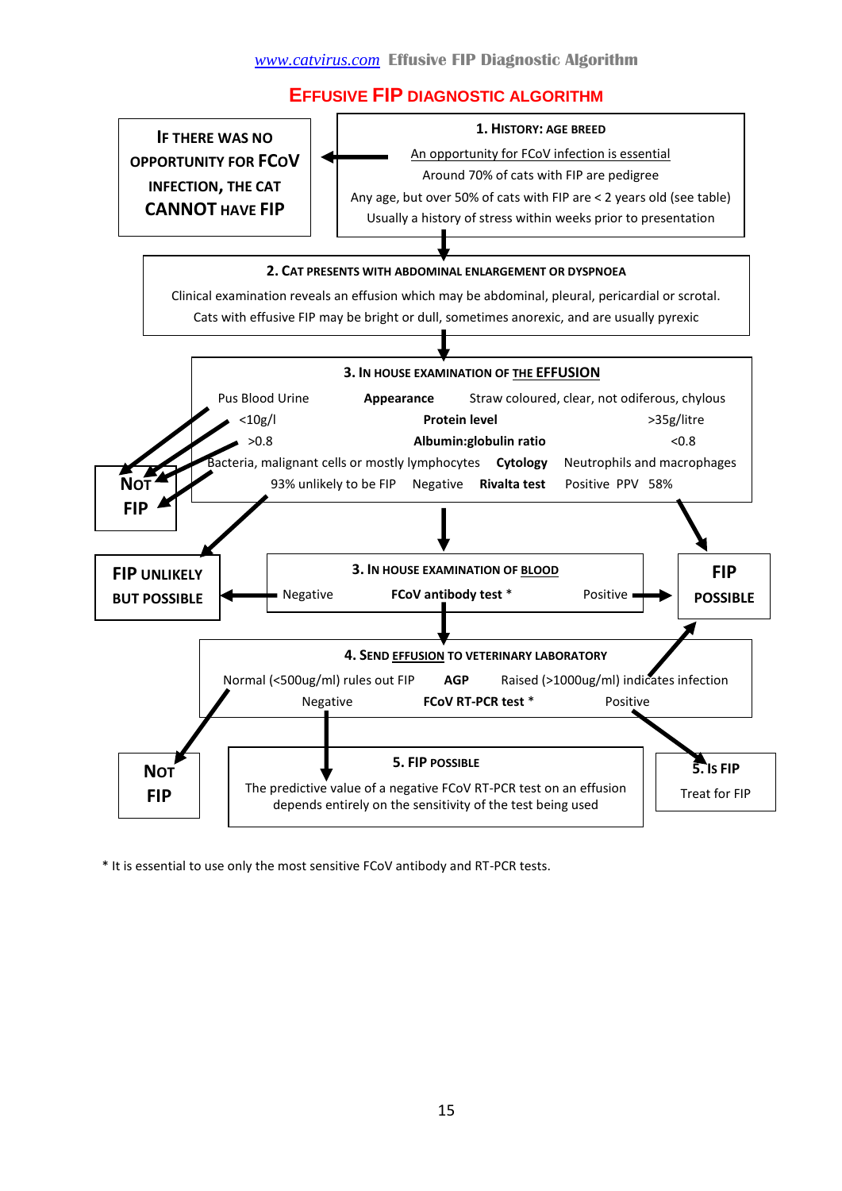# EFFUSIVE FIP DIAGNOSTIC ALGORITHM

**1. HISTORY: AGE BREED**

An opportunity for FCoV infection is essential
Around 70% of cats with FIP are pedigree
Any age, but over 50% of cats with FIP are < 2 years old (see table)
Usually a history of stress within weeks prior to presentation

→ **IF THERE WAS NO OPPORTUNITY FOR FCOV INFECTION, THE CAT CANNOT HAVE FIP**

↓

**2. CAT PRESENTS WITH ABDOMINAL ENLARGEMENT OR DYSPNOEA**

Clinical examination reveals an effusion which may be abdominal, pleural, pericardial or scrotal.
Cats with effusive FIP may be bright or dull, sometimes anorexic, and are usually pyrexic

↓

**3. IN HOUSE EXAMINATION OF THE EFFUSION**

| → NOT FIP | | → FIP POSSIBLE |
|---|---|---|
| Pus Blood Urine | **Appearance** | Straw coloured, clear, not odiferous, chylous |
| <10g/l | **Protein level** | >35g/litre |
| >0.8 | **Albumin:globulin ratio** | <0.8 |
| Bacteria, malignant cells or mostly lymphocytes | **Cytology** | Neutrophils and macrophages |
| 93% unlikely to be FIP Negative | **Rivalta test** | Positive PPV 58% |

Negative Rivalta test → **FIP UNLIKELY BUT POSSIBLE**

↓

**3. IN HOUSE EXAMINATION OF BLOOD**

| | | |
|---|---|---|
| **FIP UNLIKELY BUT POSSIBLE** ← Negative | **FCoV antibody test \*** | Positive → **FIP POSSIBLE** |

↓

**4. SEND EFFUSION TO VETERINARY LABORATORY**

| | | |
|---|---|---|
| Normal (<500ug/ml) rules out FIP → **NOT FIP** | **AGP** | Raised (>1000ug/ml) indicates infection → **FIP POSSIBLE** |
| Negative | **FCoV RT-PCR test \*** | Positive → **5. IS FIP** Treat for FIP |

Negative ↓

**5. FIP POSSIBLE**

The predictive value of a negative FCoV RT-PCR test on an effusion depends entirely on the sensitivity of the test being used

\* It is essential to use only the most sensitive FCoV antibody and RT-PCR tests.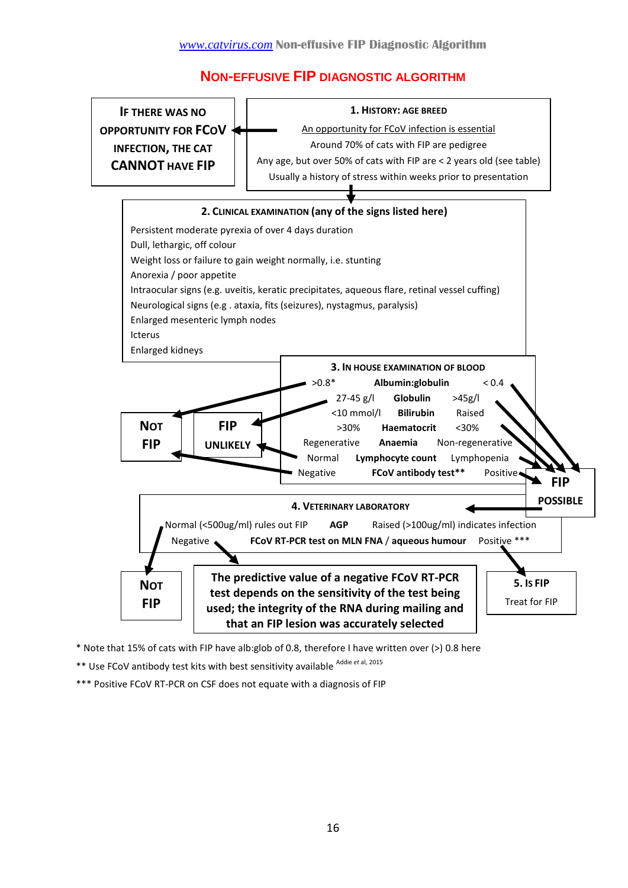# NON-EFFUSIVE FIP DIAGNOSTIC ALGORITHM

**IF THERE WAS NO OPPORTUNITY FOR FCoV INFECTION, THE CAT CANNOT HAVE FIP** ←

**1. HISTORY: AGE BREED**

An opportunity for FCoV infection is essential

Around 70% of cats with FIP are pedigree

Any age, but over 50% of cats with FIP are < 2 years old (see table)

Usually a history of stress within weeks prior to presentation

↓

**2. CLINICAL EXAMINATION (any of the signs listed here)**

- Persistent moderate pyrexia of over 4 days duration
- Dull, lethargic, off colour
- Weight loss or failure to gain weight normally, i.e. stunting
- Anorexia / poor appetite
- Intraocular signs (e.g. uveitis, keratic precipitates, aqueous flare, retinal vessel cuffing)
- Neurological signs (e.g . ataxia, fits (seizures), nystagmus, paralysis)
- Enlarged mesenteric lymph nodes
- Icterus
- Enlarged kidneys

**3. IN HOUSE EXAMINATION OF BLOOD**

| → NOT FIP / FIP UNLIKELY | Parameter | → FIP POSSIBLE |
|---|---|---|
| >0.8* (→ NOT FIP) | **Albumin:globulin** | < 0.4 |
| 27-45 g/l (→ FIP UNLIKELY) | **Globulin** | >45g/l |
| <10 mmol/l | **Bilirubin** | Raised |
| >30% | **Haematocrit** | <30% |
| Regenerative | **Anaemia** | Non-regenerative |
| Normal (→ FIP UNLIKELY) | **Lymphocyte count** | Lymphopenia |
| Negative (→ NOT FIP) | **FCoV antibody test**** | Positive |

**FIP POSSIBLE** →

**4. VETERINARY LABORATORY**

| | | |
|---|---|---|
| Normal (<500ug/ml) rules out FIP | **AGP** | Raised (>100ug/ml) indicates infection |
| Negative | **FCoV RT-PCR test on MLN FNA / aqueous humour** | Positive *** |

Normal AGP → **NOT FIP**

Negative RT-PCR → **The predictive value of a negative FCoV RT-PCR test depends on the sensitivity of the test being used; the integrity of the RNA during mailing and that an FIP lesion was accurately selected**

Positive RT-PCR → **5. IS FIP** — Treat for FIP

\* Note that 15% of cats with FIP have alb:glob of 0.8, therefore I have written over (>) 0.8 here

\** Use FCoV antibody test kits with best sensitivity available [Addie *et al*, 2015]

\*** Positive FCoV RT-PCR on CSF does not equate with a diagnosis of FIP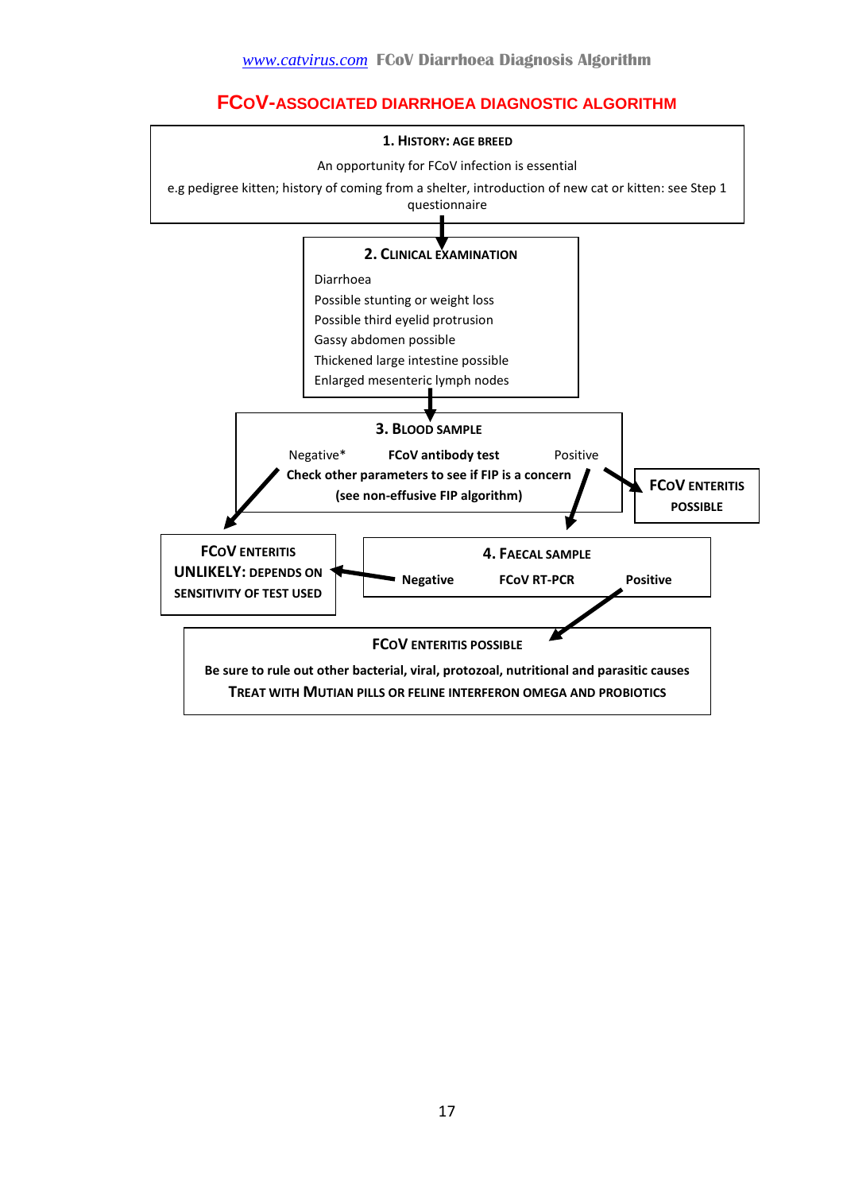# FCoV-ASSOCIATED DIARRHOEA DIAGNOSTIC ALGORITHM

**1. HISTORY: AGE BREED**

An opportunity for FCoV infection is essential

e.g pedigree kitten; history of coming from a shelter, introduction of new cat or kitten: see Step 1 questionnaire

**2. CLINICAL EXAMINATION**

Diarrhoea
Possible stunting or weight loss
Possible third eyelid protrusion
Gassy abdomen possible
Thickened large intestine possible
Enlarged mesenteric lymph nodes

**3. BLOOD SAMPLE**

Negative* **FCoV antibody test** Positive

**Check other parameters to see if FIP is a concern**
**(see non-effusive FIP algorithm)**

**FCOV ENTERITIS POSSIBLE**

**FCOV ENTERITIS UNLIKELY: DEPENDS ON SENSITIVITY OF TEST USED**

**4. FAECAL SAMPLE**

**Negative** **FCoV RT-PCR** **Positive**

**FCOV ENTERITIS POSSIBLE**

**Be sure to rule out other bacterial, viral, protozoal, nutritional and parasitic causes**

**TREAT WITH MUTIAN PILLS OR FELINE INTERFERON OMEGA AND PROBIOTICS**